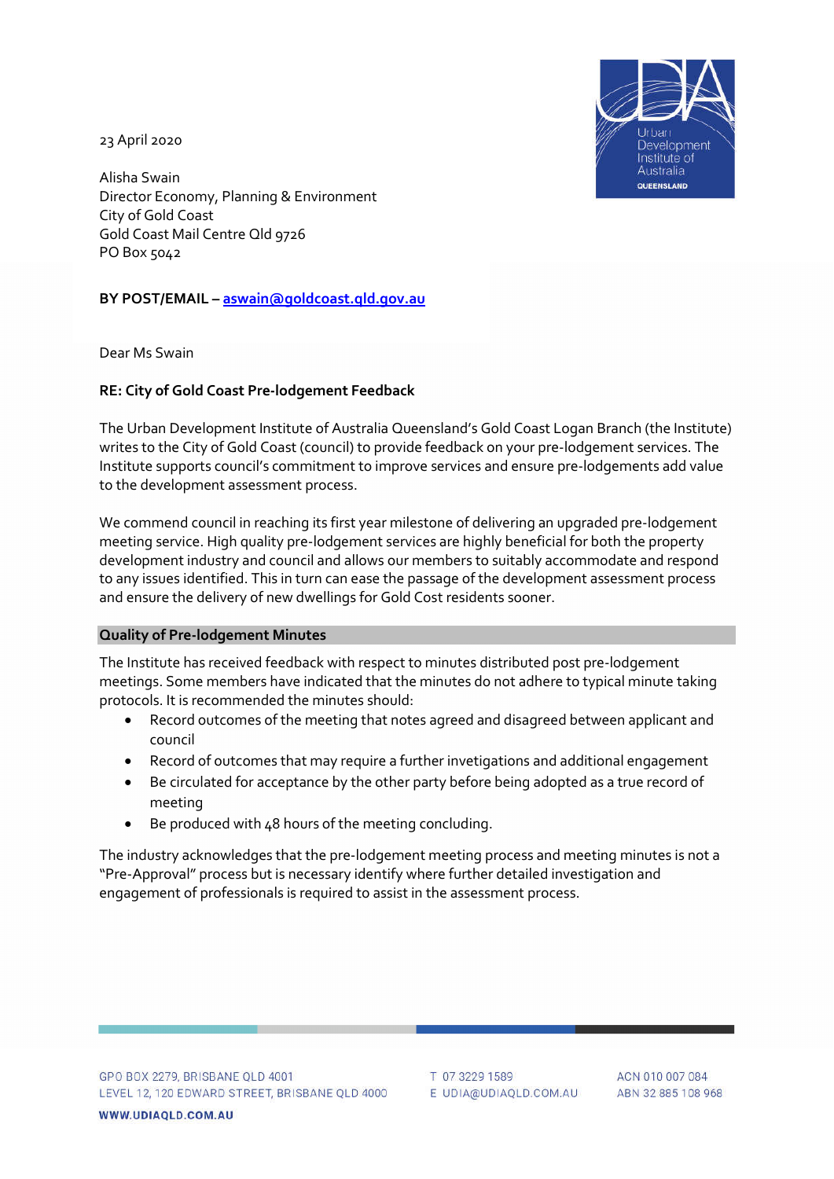23 April 2020

Alisha Swain
Director Economy, Planning & Environment
City of Gold Coast
Gold Coast Mail Centre Qld 9726
PO Box 5042

**BY POST/EMAIL – aswain@goldcoast.qld.gov.au**

Dear Ms Swain

**RE: City of Gold Coast Pre-lodgement Feedback**

The Urban Development Institute of Australia Queensland's Gold Coast Logan Branch (the Institute) writes to the City of Gold Coast (council) to provide feedback on your pre-lodgement services. The Institute supports council's commitment to improve services and ensure pre-lodgements add value to the development assessment process.

We commend council in reaching its first year milestone of delivering an upgraded pre-lodgement meeting service. High quality pre-lodgement services are highly beneficial for both the property development industry and council and allows our members to suitably accommodate and respond to any issues identified. This in turn can ease the passage of the development assessment process and ensure the delivery of new dwellings for Gold Cost residents sooner.

## Quality of Pre-lodgement Minutes

The Institute has received feedback with respect to minutes distributed post pre-lodgement meetings. Some members have indicated that the minutes do not adhere to typical minute taking protocols. It is recommended the minutes should:

- Record outcomes of the meeting that notes agreed and disagreed between applicant and council
- Record of outcomes that may require a further invetigations and additional engagement
- Be circulated for acceptance by the other party before being adopted as a true record of meeting
- Be produced with 48 hours of the meeting concluding.

The industry acknowledges that the pre-lodgement meeting process and meeting minutes is not a "Pre-Approval" process but is necessary identify where further detailed investigation and engagement of professionals is required to assist in the assessment process.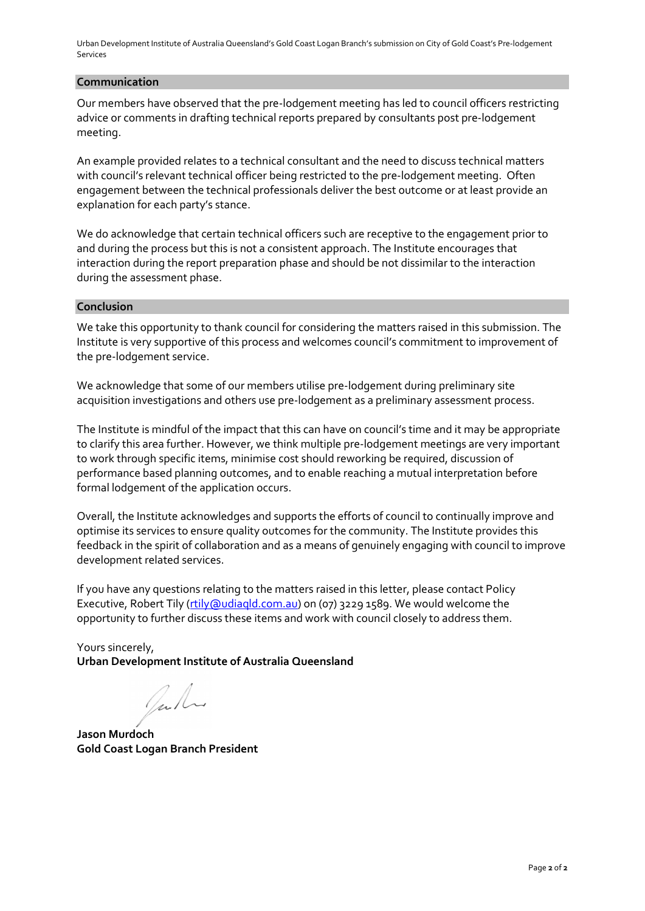## Communication

Our members have observed that the pre-lodgement meeting has led to council officers restricting advice or comments in drafting technical reports prepared by consultants post pre-lodgement meeting.

An example provided relates to a technical consultant and the need to discuss technical matters with council's relevant technical officer being restricted to the pre-lodgement meeting. Often engagement between the technical professionals deliver the best outcome or at least provide an explanation for each party's stance.

We do acknowledge that certain technical officers such are receptive to the engagement prior to and during the process but this is not a consistent approach. The Institute encourages that interaction during the report preparation phase and should be not dissimilar to the interaction during the assessment phase.

## Conclusion

We take this opportunity to thank council for considering the matters raised in this submission. The Institute is very supportive of this process and welcomes council's commitment to improvement of the pre-lodgement service.

We acknowledge that some of our members utilise pre-lodgement during preliminary site acquisition investigations and others use pre-lodgement as a preliminary assessment process.

The Institute is mindful of the impact that this can have on council's time and it may be appropriate to clarify this area further. However, we think multiple pre-lodgement meetings are very important to work through specific items, minimise cost should reworking be required, discussion of performance based planning outcomes, and to enable reaching a mutual interpretation before formal lodgement of the application occurs.

Overall, the Institute acknowledges and supports the efforts of council to continually improve and optimise its services to ensure quality outcomes for the community. The Institute provides this feedback in the spirit of collaboration and as a means of genuinely engaging with council to improve development related services.

If you have any questions relating to the matters raised in this letter, please contact Policy Executive, Robert Tily (rtily@udiaqld.com.au) on (07) 3229 1589. We would welcome the opportunity to further discuss these items and work with council closely to address them.

Yours sincerely,
**Urban Development Institute of Australia Queensland**

**Jason Murdoch**
**Gold Coast Logan Branch President**